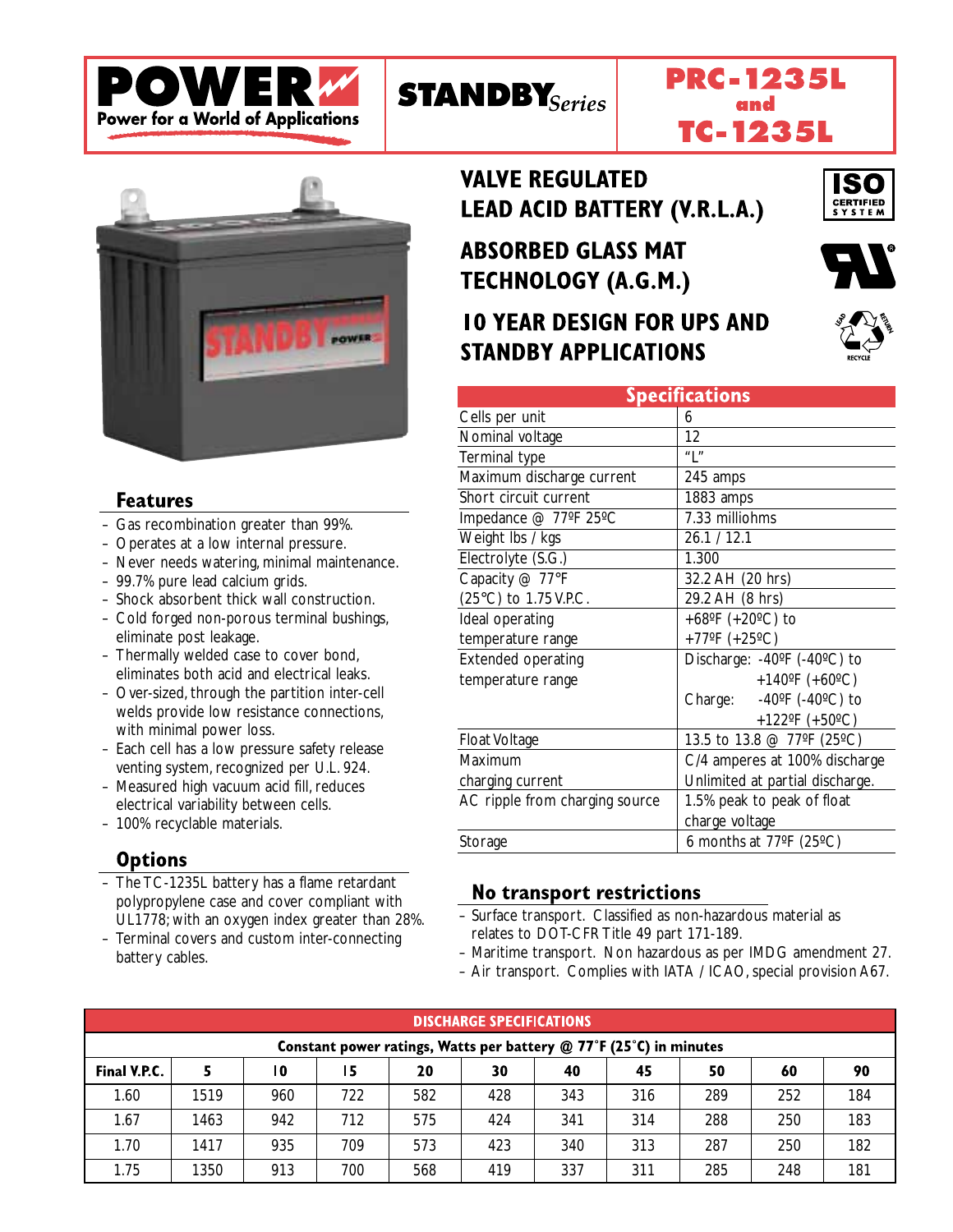# POWER

Power for a World of Applications

**STANDBY** *Series*

## PRC-1235L and TC-1235L

## VALVE REGULATED LEAD ACID BATTERY (V.R.L.A.)

## ABSORBED GLASS MAT TECHNOLOGY (A.G.M.)

## 10 YEAR DESIGN FOR UPS AND STANDBY APPLICATIONS

ISO CERTIFIED SYSTEM

LEAD RETURN RECYCLE

### Features

- Gas recombination greater than 99%.
- Operates at a low internal pressure.
- Never needs watering, minimal maintenance.
- 99.7% pure lead calcium grids.
- Shock absorbent thick wall construction.
- Cold forged non-porous terminal bushings, eliminate post leakage.
- Thermally welded case to cover bond, eliminates both acid and electrical leaks.
- Over-sized, through the partition inter-cell welds provide low resistance connections, with minimal power loss.
- Each cell has a low pressure safety release venting system, recognized per U.L. 924.
- Measured high vacuum acid fill, reduces electrical variability between cells.
- 100% recyclable materials.

### Options

- The TC-1235L battery has a flame retardant polypropylene case and cover compliant with UL1778; with an oxygen index greater than 28%.
- Terminal covers and custom inter-connecting battery cables.

### Specifications

| Specifications | |
|---|---|
| Cells per unit | 6 |
| Nominal voltage | 12 |
| Terminal type | "L" |
| Maximum discharge current | 245 amps |
| Short circuit current | 1883 amps |
| Impedance @ 77ºF 25ºC | 7.33 milliohms |
| Weight lbs / kgs | 26.1 / 12.1 |
| Electrolyte (S.G.) | 1.300 |
| Capacity @ 77°F (25°C) to 1.75 V.P.C. | 32.2 AH (20 hrs)<br>29.2 AH (8 hrs) |
| Ideal operating temperature range | +68ºF (+20ºC) to +77ºF (+25ºC) |
| Extended operating temperature range | Discharge: -40ºF (-40ºC) to +140ºF (+60ºC)<br>Charge: -40ºF (-40ºC) to +122ºF (+50ºC) |
| Float Voltage | 13.5 to 13.8 @ 77ºF (25ºC) |
| Maximum charging current | C/4 amperes at 100% discharge<br>Unlimited at partial discharge. |
| AC ripple from charging source | 1.5% peak to peak of float charge voltage |
| Storage | 6 months at 77ºF (25ºC) |

### No transport restrictions

- Surface transport. Classified as non-hazardous material as relates to DOT-CFR Title 49 part 171-189.
- Maritime transport. Non hazardous as per IMDG amendment 27.
- Air transport. Complies with IATA / ICAO, special provision A67.

### DISCHARGE SPECIFICATIONS

Constant power ratings, Watts per battery @ 77°F (25°C) in minutes

| Final V.P.C. | 5 | 10 | 15 | 20 | 30 | 40 | 45 | 50 | 60 | 90 |
|---|---|---|---|---|---|---|---|---|---|---|
| 1.60 | 1519 | 960 | 722 | 582 | 428 | 343 | 316 | 289 | 252 | 184 |
| 1.67 | 1463 | 942 | 712 | 575 | 424 | 341 | 314 | 288 | 250 | 183 |
| 1.70 | 1417 | 935 | 709 | 573 | 423 | 340 | 313 | 287 | 250 | 182 |
| 1.75 | 1350 | 913 | 700 | 568 | 419 | 337 | 311 | 285 | 248 | 181 |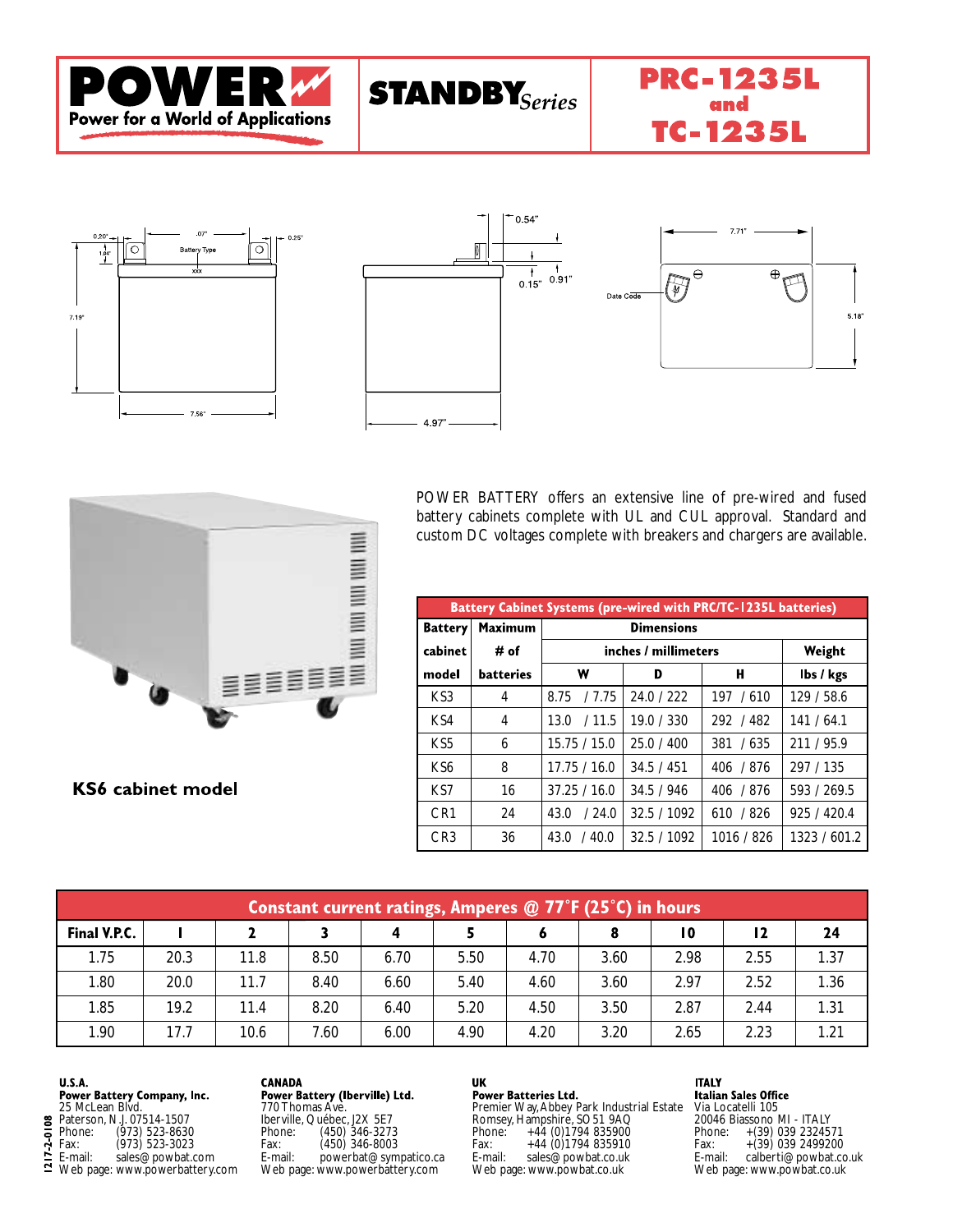POWER
Power for a World of Applications

STANDBY*Series*

# PRC-1235L and TC-1235L

0.20"
.07"
0.25"
1.04"
Battery Type
xxx
7.19"
7.56"

0.54"
0.15"
0.91"
4.97"

7.71"
Date Code
5.18"

KS6 cabinet model

POWER BATTERY offers an extensive line of pre-wired and fused battery cabinets complete with UL and CUL approval. Standard and custom DC voltages complete with breakers and chargers are available.

**Battery Cabinet Systems (pre-wired with PRC/TC-1235L batteries)**

| Battery cabinet model | Maximum # of batteries | Dimensions inches / millimeters W | D | H | Weight lbs / kgs |
|---|---|---|---|---|---|
| KS3 | 4 | 8.75 / 7.75 | 24.0 / 222 | 197 / 610 | 129 / 58.6 |
| KS4 | 4 | 13.0 / 11.5 | 19.0 / 330 | 292 / 482 | 141 / 64.1 |
| KS5 | 6 | 15.75 / 15.0 | 25.0 / 400 | 381 / 635 | 211 / 95.9 |
| KS6 | 8 | 17.75 / 16.0 | 34.5 / 451 | 406 / 876 | 297 / 135 |
| KS7 | 16 | 37.25 / 16.0 | 34.5 / 946 | 406 / 876 | 593 / 269.5 |
| CR1 | 24 | 43.0 / 24.0 | 32.5 / 1092 | 610 / 826 | 925 / 420.4 |
| CR3 | 36 | 43.0 / 40.0 | 32.5 / 1092 | 1016 / 826 | 1323 / 601.2 |

**Constant current ratings, Amperes @ 77˚F (25˚C) in hours**

| Final V.P.C. | 1 | 2 | 3 | 4 | 5 | 6 | 8 | 10 | 12 | 24 |
|---|---|---|---|---|---|---|---|---|---|---|
| 1.75 | 20.3 | 11.8 | 8.50 | 6.70 | 5.50 | 4.70 | 3.60 | 2.98 | 2.55 | 1.37 |
| 1.80 | 20.0 | 11.7 | 8.40 | 6.60 | 5.40 | 4.60 | 3.60 | 2.97 | 2.52 | 1.36 |
| 1.85 | 19.2 | 11.4 | 8.20 | 6.40 | 5.20 | 4.50 | 3.50 | 2.87 | 2.44 | 1.31 |
| 1.90 | 17.7 | 10.6 | 7.60 | 6.00 | 4.90 | 4.20 | 3.20 | 2.65 | 2.23 | 1.21 |

**U.S.A.**
**Power Battery Company, Inc.**
25 McLean Blvd.
Paterson, N.J. 07514-1507
Phone: (973) 523-8630
Fax: (973) 523-3023
E-mail: sales@powbat.com
Web page: www.powerbattery.com

**CANADA**
**Power Battery (Iberville) Ltd.**
770 Thomas Ave.
Iberville, Québec, J2X 5E7
Phone: (450) 346-3273
Fax: (450) 346-8003
E-mail: powerbat@sympatico.ca
Web page: www.powerbattery.com

**UK**
**Power Batteries Ltd.**
Premier Way, Abbey Park Industrial Estate
Romsey, Hampshire, SO51 9AQ
Phone: +44 (0)1794 835900
Fax: +44 (0)1794 835910
E-mail: sales@powbat.co.uk
Web page: www.powbat.co.uk

**ITALY**
**Italian Sales Office**
Via Locatelli 105
20046 Biassono MI - ITALY
Phone: +(39) 039 2324571
Fax: +(39) 039 2499200
E-mail: calberti@powbat.co.uk
Web page: www.powbat.co.uk

1217-2-0108